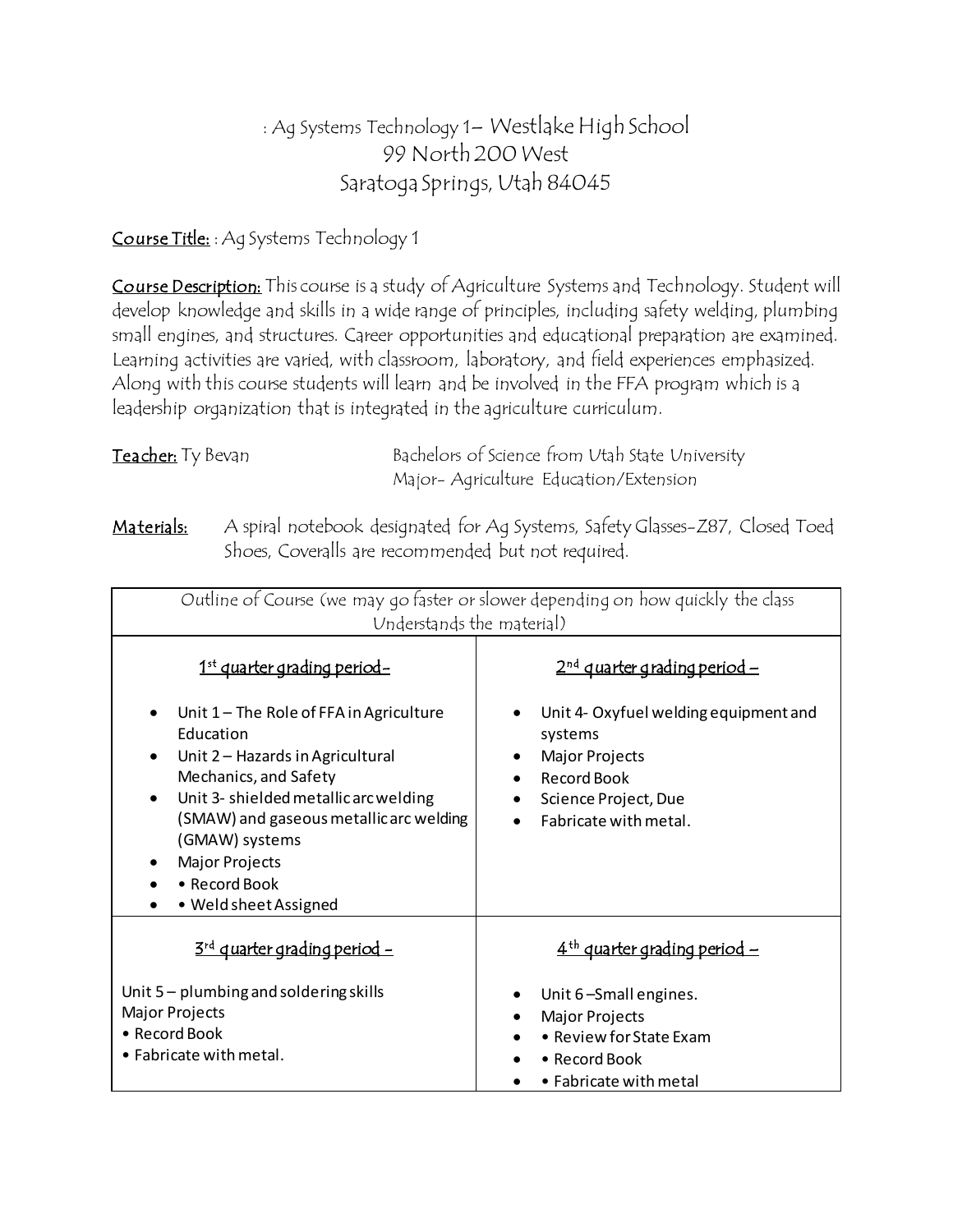# : Ag Systems Technology 1– Westlake High School
## 99 North 200 West
## Saratoga Springs, Utah 84045

**Course Title:** : Ag Systems Technology 1

**Course Description:** This course is a study of Agriculture Systems and Technology. Student will develop knowledge and skills in a wide range of principles, including safety welding, plumbing small engines, and structures. Career opportunities and educational preparation are examined. Learning activities are varied, with classroom, laboratory, and field experiences emphasized. Along with this course students will learn and be involved in the FFA program which is a leadership organization that is integrated in the agriculture curriculum.

**Teacher:** Ty Bevan — Bachelors of Science from Utah State University, Major- Agriculture Education/Extension

**Materials:** A spiral notebook designated for Ag Systems, Safety Glasses-Z87, Closed Toed Shoes, Coveralls are recommended but not required.

| Outline of Course (we may go faster or slower depending on how quickly the class Understands the material) | |
|---|---|
| **1st quarter grading period-**<br>• Unit 1 – The Role of FFA in Agriculture Education<br>• Unit 2 – Hazards in Agricultural Mechanics, and Safety<br>• Unit 3- shielded metallic arc welding (SMAW) and gaseous metallic arc welding (GMAW) systems<br>• Major Projects<br>• • Record Book<br>• • Weld sheet Assigned | **2nd quarter grading period –**<br>• Unit 4- Oxyfuel welding equipment and systems<br>• Major Projects<br>• Record Book<br>• Science Project, Due<br>• Fabricate with metal. |
| **3rd quarter grading period –**<br>Unit 5 – plumbing and soldering skills<br>Major Projects<br>• Record Book<br>• Fabricate with metal. | **4th quarter grading period –**<br>• Unit 6 –Small engines.<br>• Major Projects<br>• • Review for State Exam<br>• • Record Book<br>• • Fabricate with metal |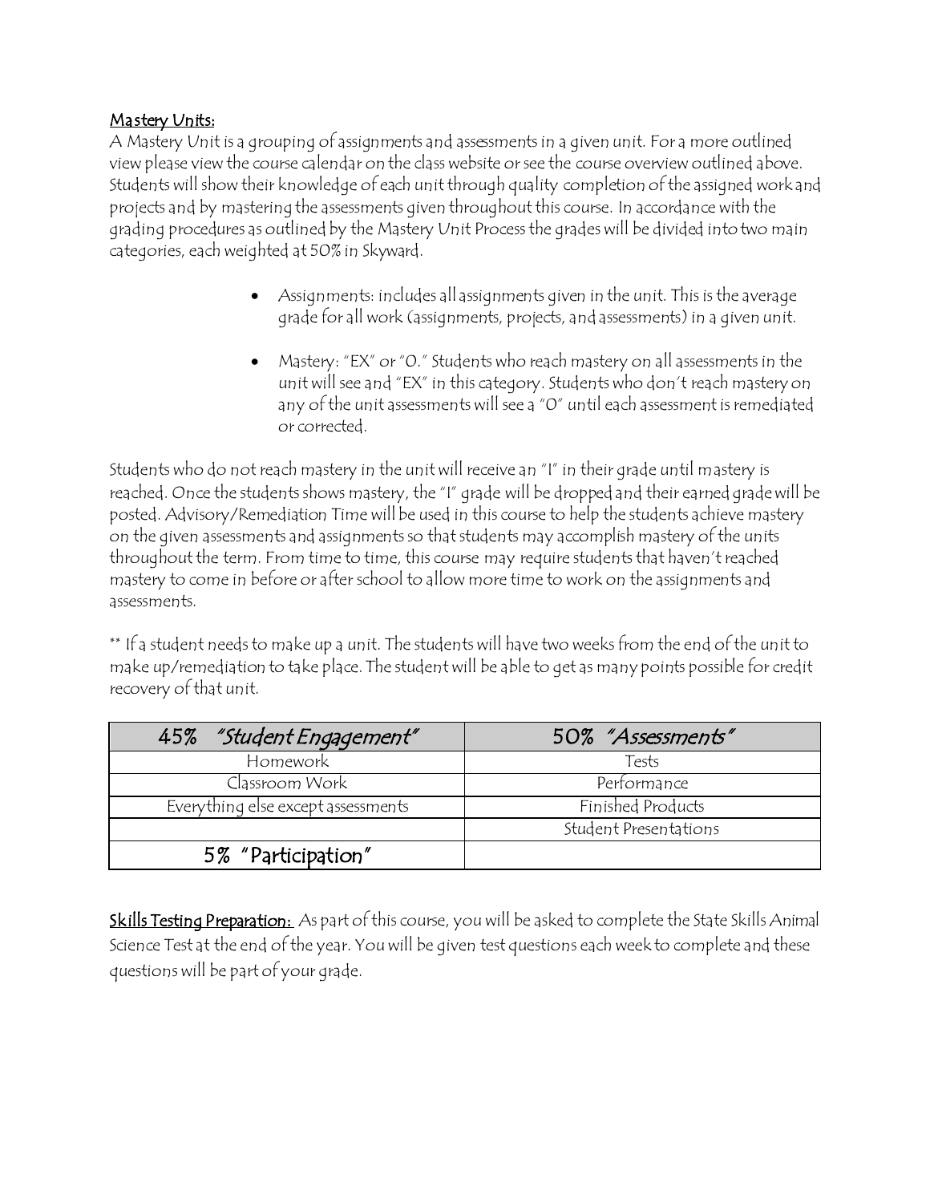Mastery Units:

A Mastery Unit is a grouping of assignments and assessments in a given unit. For a more outlined view please view the course calendar on the class website or see the course overview outlined above. Students will show their knowledge of each unit through quality completion of the assigned work and projects and by mastering the assessments given throughout this course. In accordance with the grading procedures as outlined by the Mastery Unit Process the grades will be divided into two main categories, each weighted at 50% in Skyward.

- Assignments: includes all assignments given in the unit. This is the average grade for all work (assignments, projects, and assessments) in a given unit.
- Mastery: "EX" or "0." Students who reach mastery on all assessments in the unit will see and "EX" in this category. Students who don't reach mastery on any of the unit assessments will see a "0" until each assessment is remediated or corrected.

Students who do not reach mastery in the unit will receive an "I" in their grade until mastery is reached. Once the students shows mastery, the "I" grade will be dropped and their earned grade will be posted. Advisory/Remediation Time will be used in this course to help the students achieve mastery on the given assessments and assignments so that students may accomplish mastery of the units throughout the term. From time to time, this course may require students that haven't reached mastery to come in before or after school to allow more time to work on the assignments and assessments.

** If a student needs to make up a unit. The students will have two weeks from the end of the unit to make up/remediation to take place. The student will be able to get as many points possible for credit recovery of that unit.

| 45% *"Student Engagement"* | 50% *"Assessments"* |
|---|---|
| Homework | Tests |
| Classroom Work | Performance |
| Everything else except assessments | Finished Products |
| | Student Presentations |
| 5% "Participation" | |

**Skills Testing Preparation:** As part of this course, you will be asked to complete the State Skills Animal Science Test at the end of the year. You will be given test questions each week to complete and these questions will be part of your grade.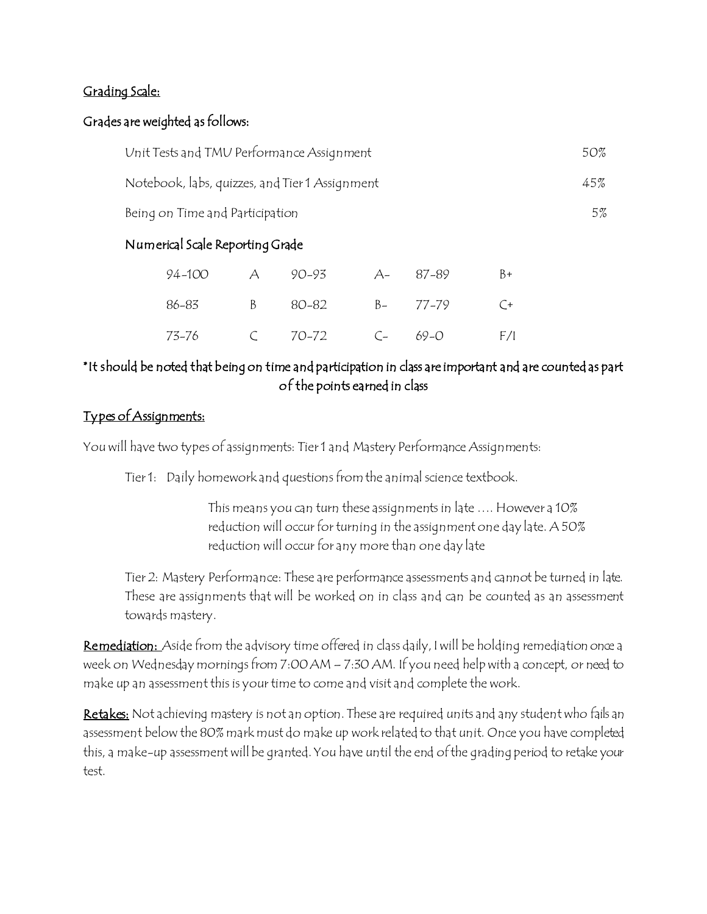<u>Grading Scale:</u>

Grades are weighted as follows:

| | |
|---|---|
| Unit Tests and TMU Performance Assignment | 50% |
| Notebook, labs, quizzes, and Tier 1 Assignment | 45% |
| Being on Time and Participation | 5% |

Numerical Scale Reporting Grade

| | | | | | |
|---|---|---|---|---|---|
| 94-100 | A | 90-93 | A- | 87-89 | B+ |
| 86-83 | B | 80-82 | B- | 77-79 | C+ |
| 73-76 | C | 70-72 | C- | 69-0 | F/I |

*It should be noted that being on time and participation in class are important and are counted as part of the points earned in class

<u>Types of Assignments:</u>

You will have two types of assignments: Tier 1 and Mastery Performance Assignments:

Tier 1: Daily homework and questions from the animal science textbook.

This means you can turn these assignments in late …. However a 10% reduction will occur for turning in the assignment one day late. A 50% reduction will occur for any more than one day late

Tier 2: Mastery Performance: These are performance assessments and cannot be turned in late. These are assignments that will be worked on in class and can be counted as an assessment towards mastery.

**<u>Remediation:</u>** Aside from the advisory time offered in class daily, I will be holding remediation once a week on Wednesday mornings from 7:00 AM – 7:30 AM. If you need help with a concept, or need to make up an assessment this is your time to come and visit and complete the work.

**<u>Retakes:</u>** Not achieving mastery is not an option. These are required units and any student who fails an assessment below the 80% mark must do make up work related to that unit. Once you have completed this, a make-up assessment will be granted. You have until the end of the grading period to retake your test.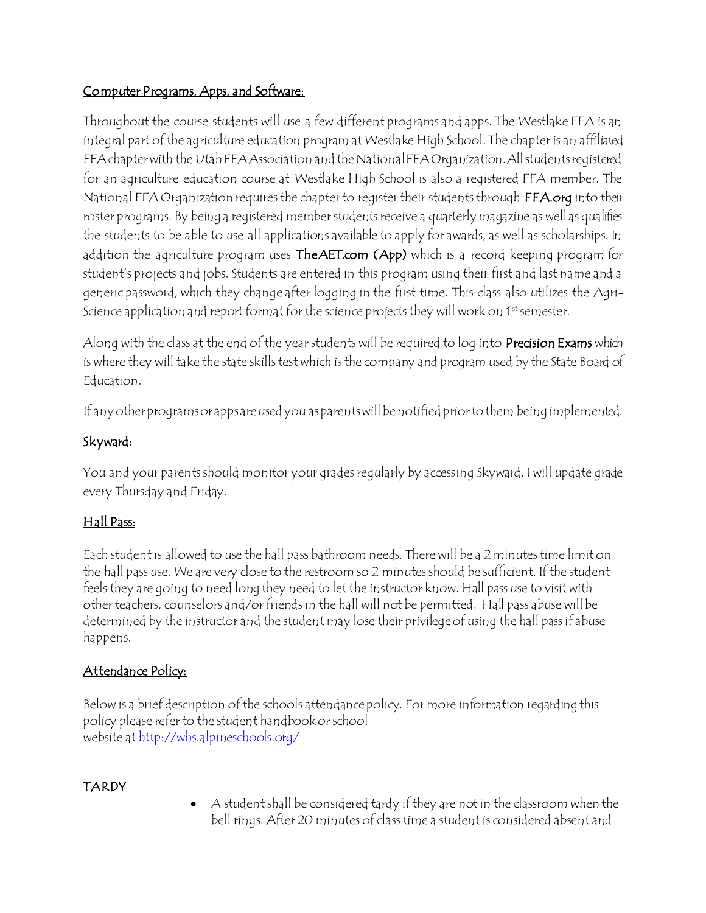## Computer Programs, Apps, and Software:

Throughout the course students will use a few different programs and apps. The Westlake FFA is an integral part of the agriculture education program at Westlake High School. The chapter is an affiliated FFA chapter with the Utah FFA Association and the National FFA Organization. All students registered for an agriculture education course at Westlake High School is also a registered FFA member. The National FFA Organization requires the chapter to register their students through **FFA.org** into their roster programs. By being a registered member students receive a quarterly magazine as well as qualifies the students to be able to use all applications available to apply for awards, as well as scholarships. In addition the agriculture program uses **TheAET.com (App)** which is a record keeping program for student's projects and jobs. Students are entered in this program using their first and last name and a generic password, which they change after logging in the first time. This class also utilizes the Agri-Science application and report format for the science projects they will work on 1st semester.

Along with the class at the end of the year students will be required to log into **Precision Exams** which is where they will take the state skills test which is the company and program used by the State Board of Education.

If any other programs or apps are used you as parents will be notified prior to them being implemented.

## Skyward:

You and your parents should monitor your grades regularly by accessing Skyward. I will update grade every Thursday and Friday.

## Hall Pass:

Each student is allowed to use the hall pass bathroom needs. There will be a 2 minutes time limit on the hall pass use. We are very close to the restroom so 2 minutes should be sufficient. If the student feels they are going to need long they need to let the instructor know. Hall pass use to visit with other teachers, counselors and/or friends in the hall will not be permitted. Hall pass abuse will be determined by the instructor and the student may lose their privilege of using the hall pass if abuse happens.

## Attendance Policy:

Below is a brief description of the schools attendance policy. For more information regarding this policy please refer to the student handbook or school website at http://whs.alpineschools.org/

### TARDY

- A student shall be considered tardy if they are not in the classroom when the bell rings. After 20 minutes of class time a student is considered absent and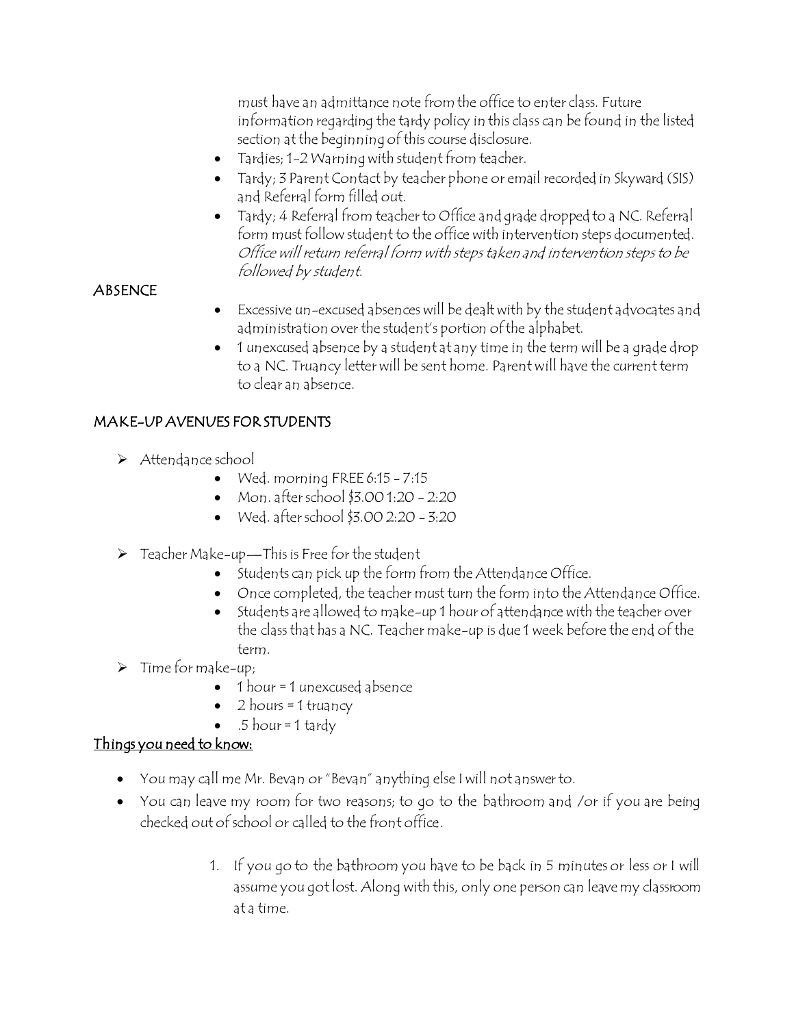must have an admittance note from the office to enter class. Future information regarding the tardy policy in this class can be found in the listed section at the beginning of this course disclosure.

- Tardies; 1-2 Warning with student from teacher.
- Tardy; 3 Parent Contact by teacher phone or email recorded in Skyward (SIS) and Referral form filled out.
- Tardy; 4 Referral from teacher to Office and grade dropped to a NC. Referral form must follow student to the office with intervention steps documented. *Office will return referral form with steps taken and intervention steps to be followed by student.*

ABSENCE

- Excessive un-excused absences will be dealt with by the student advocates and administration over the student's portion of the alphabet.
- 1 unexcused absence by a student at any time in the term will be a grade drop to a NC. Truancy letter will be sent home. Parent will have the current term to clear an absence.

MAKE-UP AVENUES FOR STUDENTS

- Attendance school
  - Wed. morning FREE 6:15 - 7:15
  - Mon. after school $3.00 1:20 - 2:20
  - Wed. after school $3.00 2:20 - 3:20
- Teacher Make-up—This is Free for the student
  - Students can pick up the form from the Attendance Office.
  - Once completed, the teacher must turn the form into the Attendance Office.
  - Students are allowed to make-up 1 hour of attendance with the teacher over the class that has a NC. Teacher make-up is due 1 week before the end of the term.
- Time for make-up;
  - 1 hour = 1 unexcused absence
  - 2 hours = 1 truancy
  - .5 hour = 1 tardy

<u>Things you need to know:</u>

- You may call me Mr. Bevan or "Bevan" anything else I will not answer to.
- You can leave my room for two reasons; to go to the bathroom and /or if you are being checked out of school or called to the front office.

1. If you go to the bathroom you have to be back in 5 minutes or less or I will assume you got lost. Along with this, only one person can leave my classroom at a time.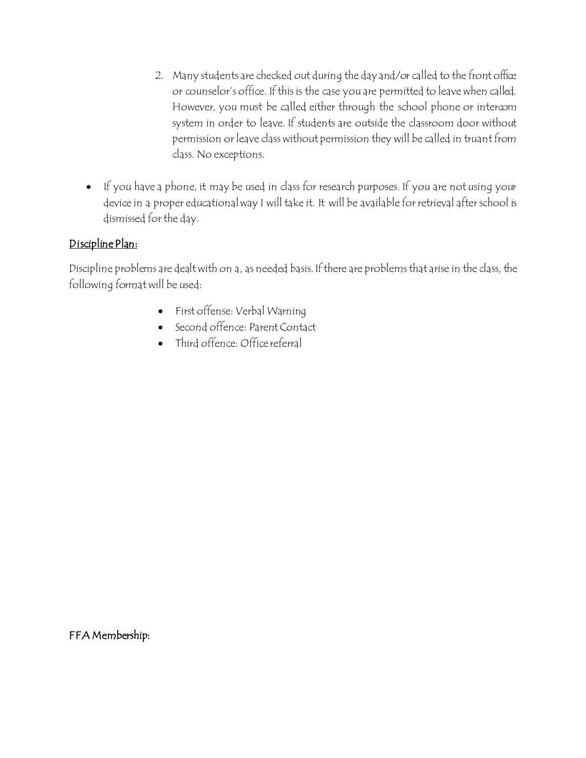2. Many students are checked out during the day and/or called to the front office or counselor's office. If this is the case you are permitted to leave when called. However, you must be called either through the school phone or intercom system in order to leave. If students are outside the classroom door without permission or leave class without permission they will be called in truant from class. No exceptions.

- If you have a phone, it may be used in class for research purposes. If you are not using your device in a proper educational way I will take it. It will be available for retrieval after school is dismissed for the day.

## Discipline Plan:

Discipline problems are dealt with on a, as needed basis. If there are problems that arise in the class, the following format will be used:

- First offense: Verbal Warning
- Second offence: Parent Contact
- Third offence: Office referral

## FFA Membership: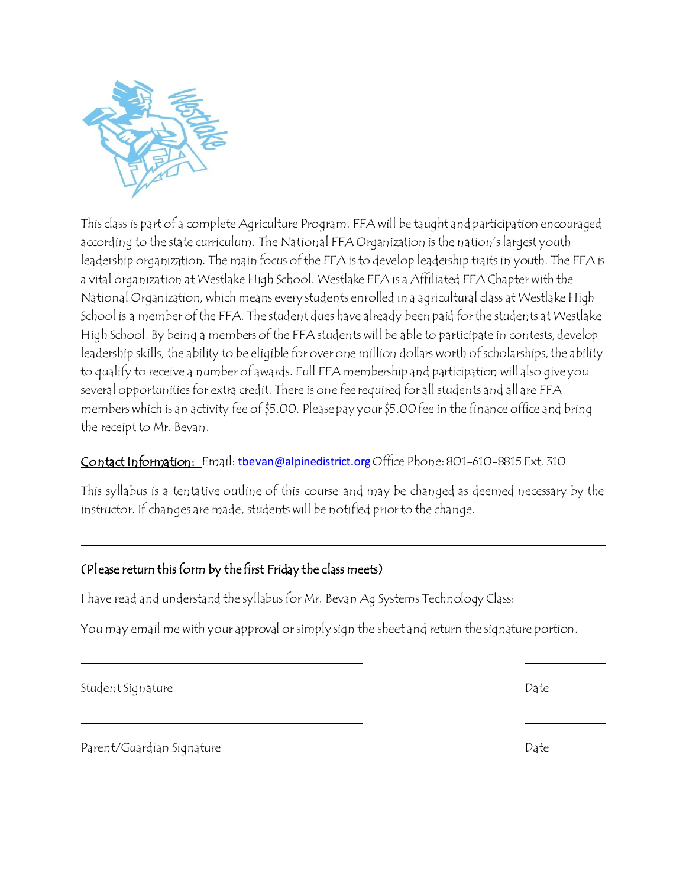This class is part of a complete Agriculture Program. FFA will be taught and participation encouraged according to the state curriculum. The National FFA Organization is the nation's largest youth leadership organization. The main focus of the FFA is to develop leadership traits in youth. The FFA is a vital organization at Westlake High School. Westlake FFA is a Affiliated FFA Chapter with the National Organization, which means every students enrolled in a agricultural class at Westlake High School is a member of the FFA. The student dues have already been paid for the students at Westlake High School. By being a members of the FFA students will be able to participate in contests, develop leadership skills, the ability to be eligible for over one million dollars worth of scholarships, the ability to qualify to receive a number of awards. Full FFA membership and participation will also give you several opportunities for extra credit. There is one fee required for all students and all are FFA members which is an activity fee of $5.00. Please pay your $5.00 fee in the finance office and bring the receipt to Mr. Bevan.

**Contact Information:** Email: tbevan@alpinedistrict.org Office Phone: 801-610-8815 Ext. 310

This syllabus is a tentative outline of this course and may be changed as deemed necessary by the instructor. If changes are made, students will be notified prior to the change.

---

(Please return this form by the first Friday the class meets)

I have read and understand the syllabus for Mr. Bevan Ag Systems Technology Class:

You may email me with your approval or simply sign the sheet and return the signature portion.

______________________________ ____________

Student Signature Date

______________________________ ____________

Parent/Guardian Signature Date